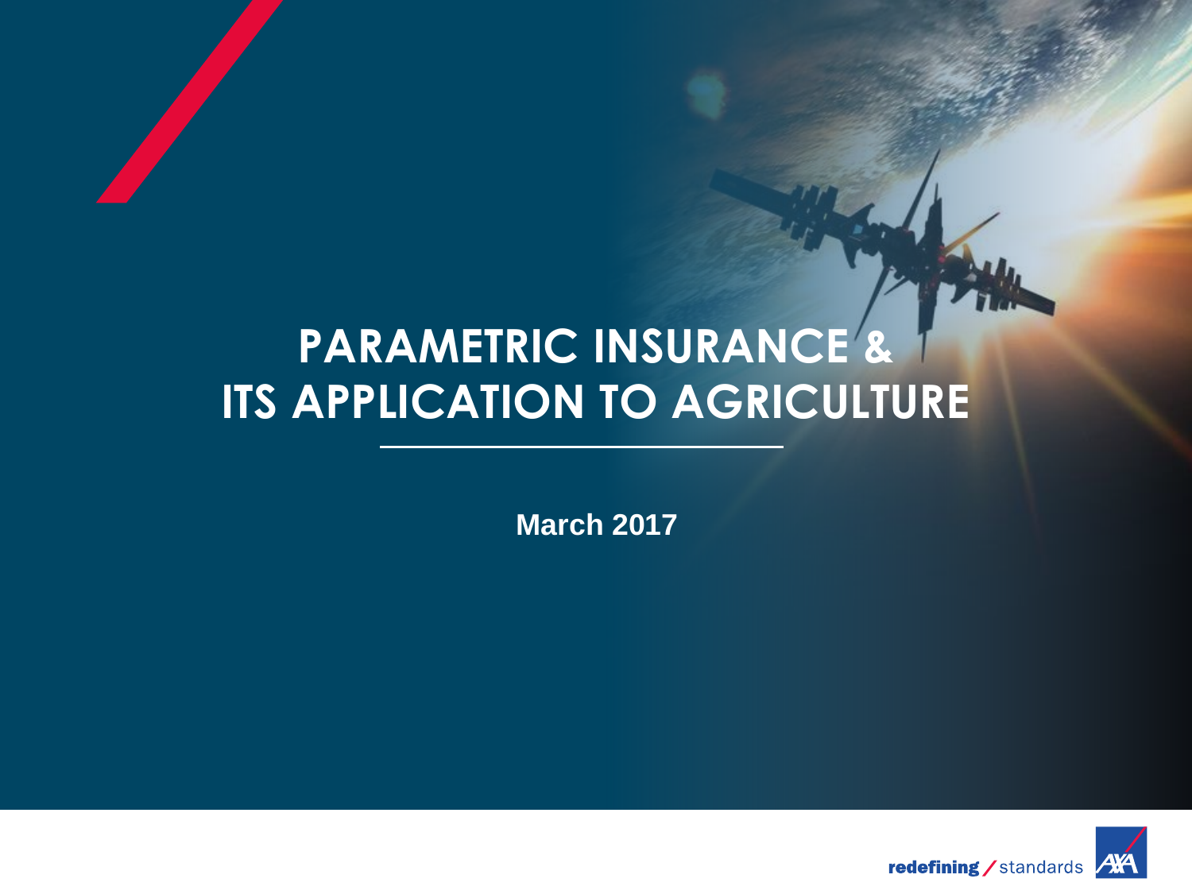# PARAMETRIC INSURANCE & ITS APPLICATION TO AGRICULTURE

**March 2017**

redefining / standards AXA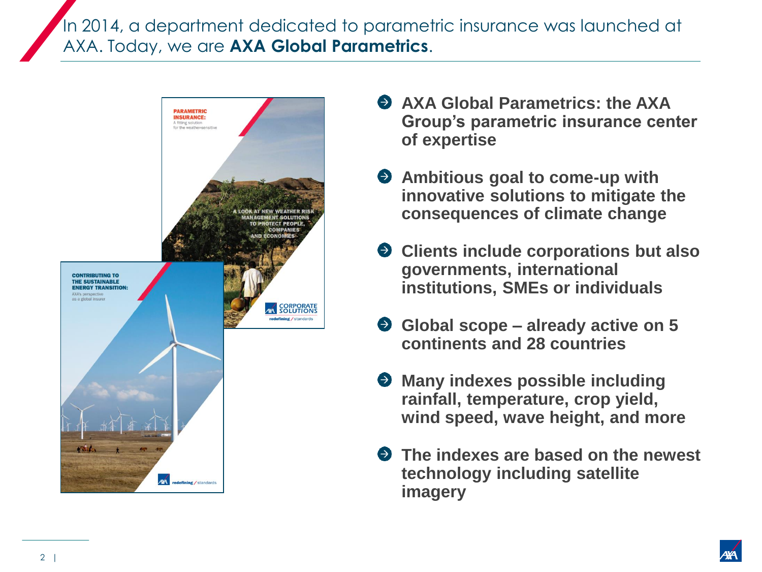# In 2014, a department dedicated to parametric insurance was launched at AXA. Today, we are **AXA Global Parametrics**.

- **AXA Global Parametrics: the AXA Group's parametric insurance center of expertise**
- **Ambitious goal to come-up with innovative solutions to mitigate the consequences of climate change**
- **Clients include corporations but also governments, international institutions, SMEs or individuals**
- **Global scope – already active on 5 continents and 28 countries**
- **Many indexes possible including rainfall, temperature, crop yield, wind speed, wave height, and more**
- **The indexes are based on the newest technology including satellite imagery**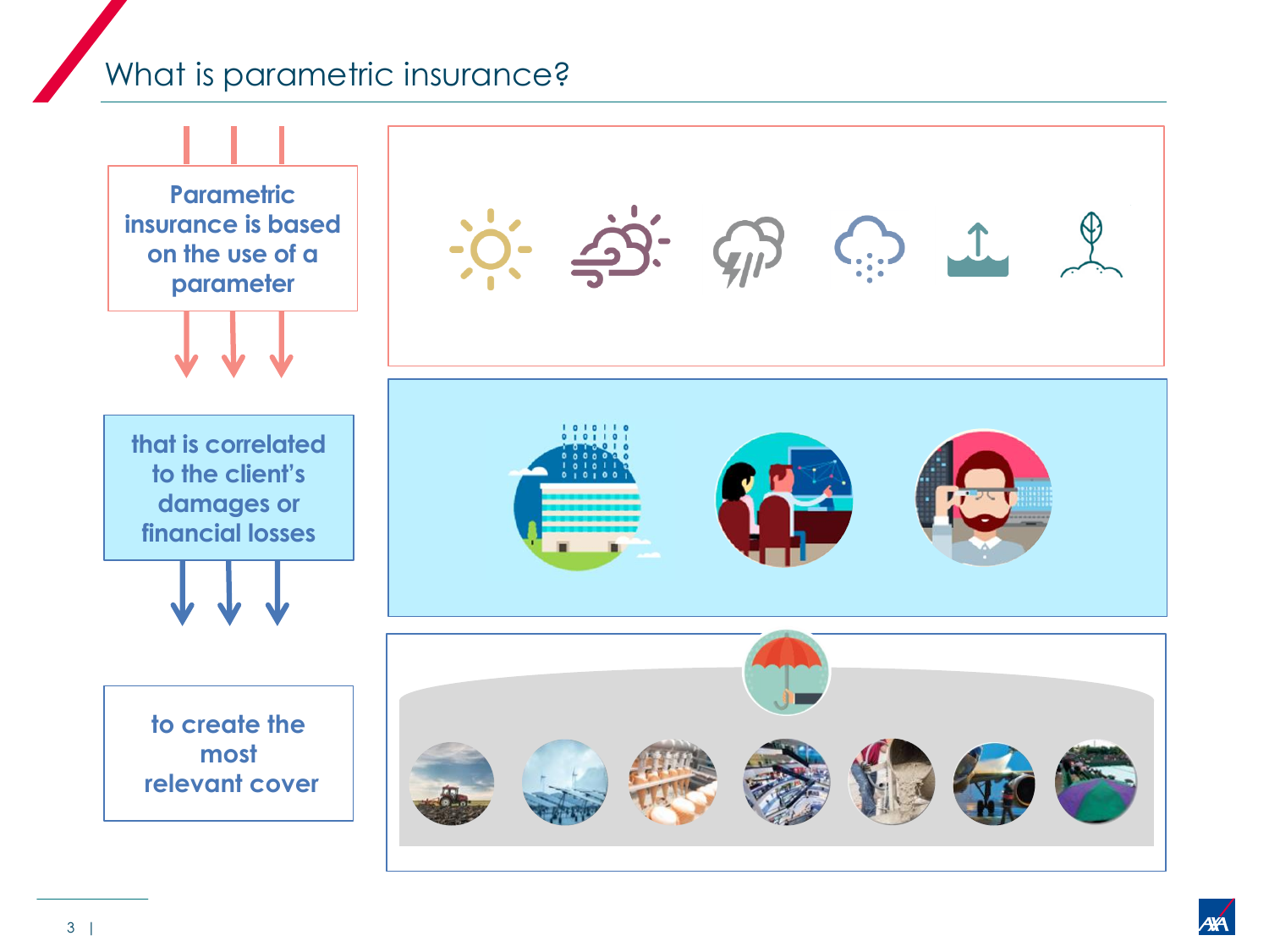# What is parametric insurance?

Parametric insurance is based on the use of a parameter

that is correlated to the client's damages or financial losses

to create the most relevant cover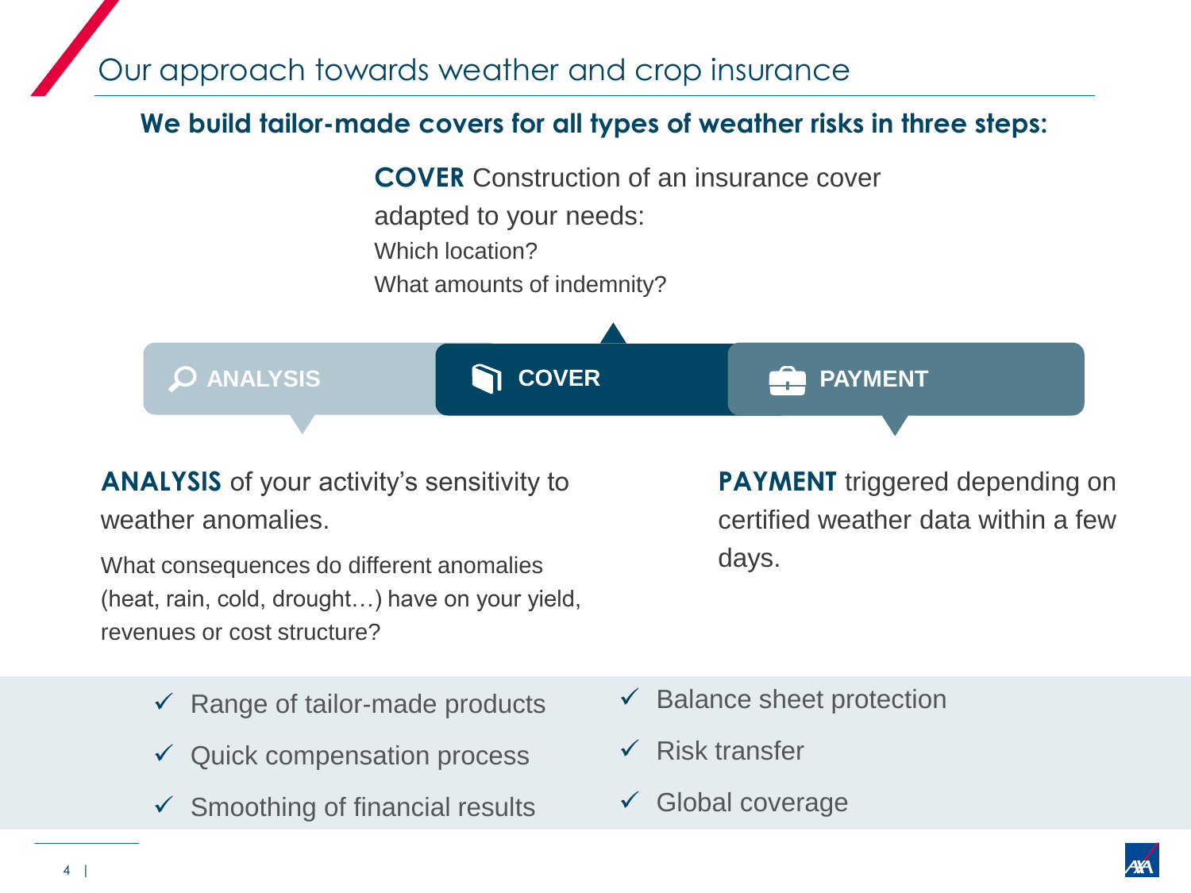# Our approach towards weather and crop insurance

**We build tailor-made covers for all types of weather risks in three steps:**

ANALYSIS | COVER | PAYMENT

**ANALYSIS** of your activity's sensitivity to weather anomalies.

What consequences do different anomalies (heat, rain, cold, drought…) have on your yield, revenues or cost structure?

**COVER** Construction of an insurance cover adapted to your needs:

Which location?

What amounts of indemnity?

**PAYMENT** triggered depending on certified weather data within a few days.

- ✓ Range of tailor-made products
- ✓ Quick compensation process
- ✓ Smoothing of financial results
- ✓ Balance sheet protection
- ✓ Risk transfer
- ✓ Global coverage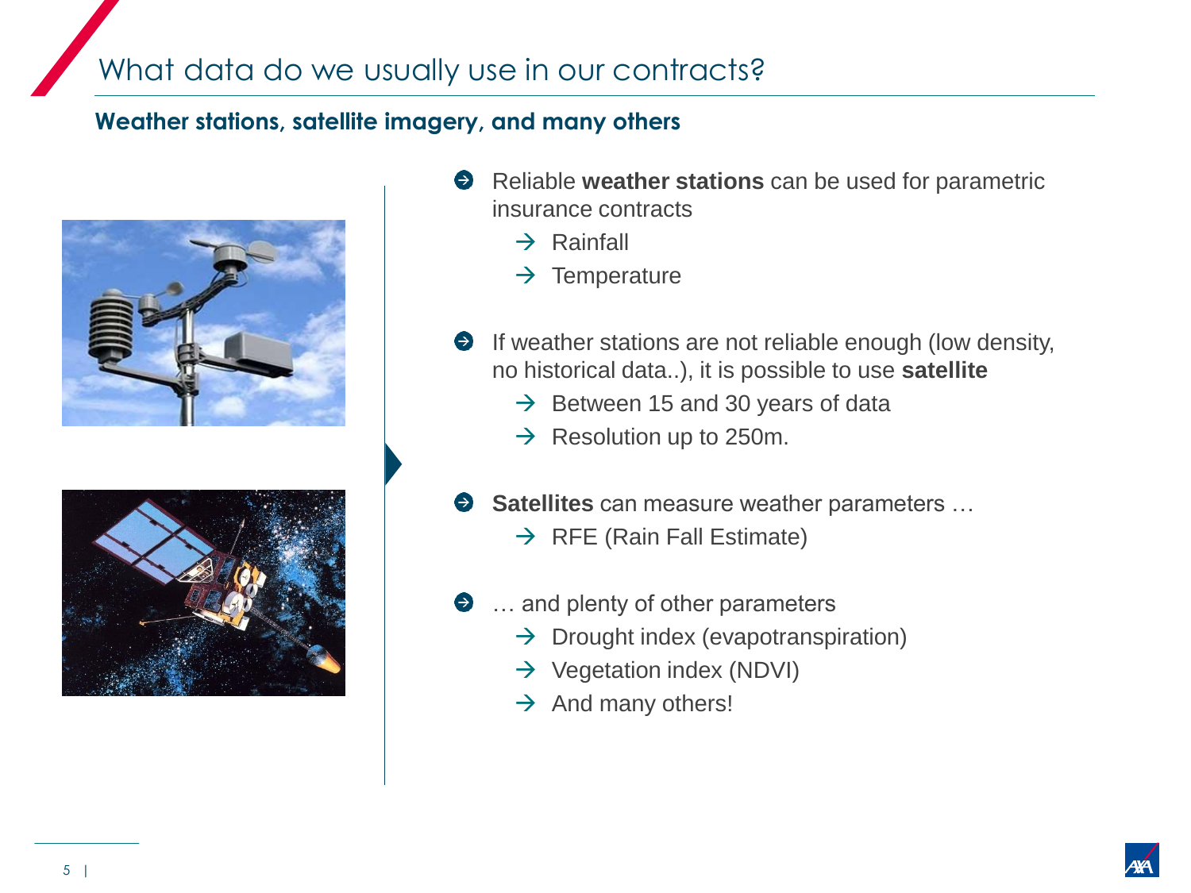# What data do we usually use in our contracts?

## Weather stations, satellite imagery, and many others

- Reliable **weather stations** can be used for parametric insurance contracts
  - → Rainfall
  - → Temperature
- If weather stations are not reliable enough (low density, no historical data..), it is possible to use **satellite**
  - → Between 15 and 30 years of data
  - → Resolution up to 250m.
- **Satellites** can measure weather parameters …
  - → RFE (Rain Fall Estimate)
- … and plenty of other parameters
  - → Drought index (evapotranspiration)
  - → Vegetation index (NDVI)
  - → And many others!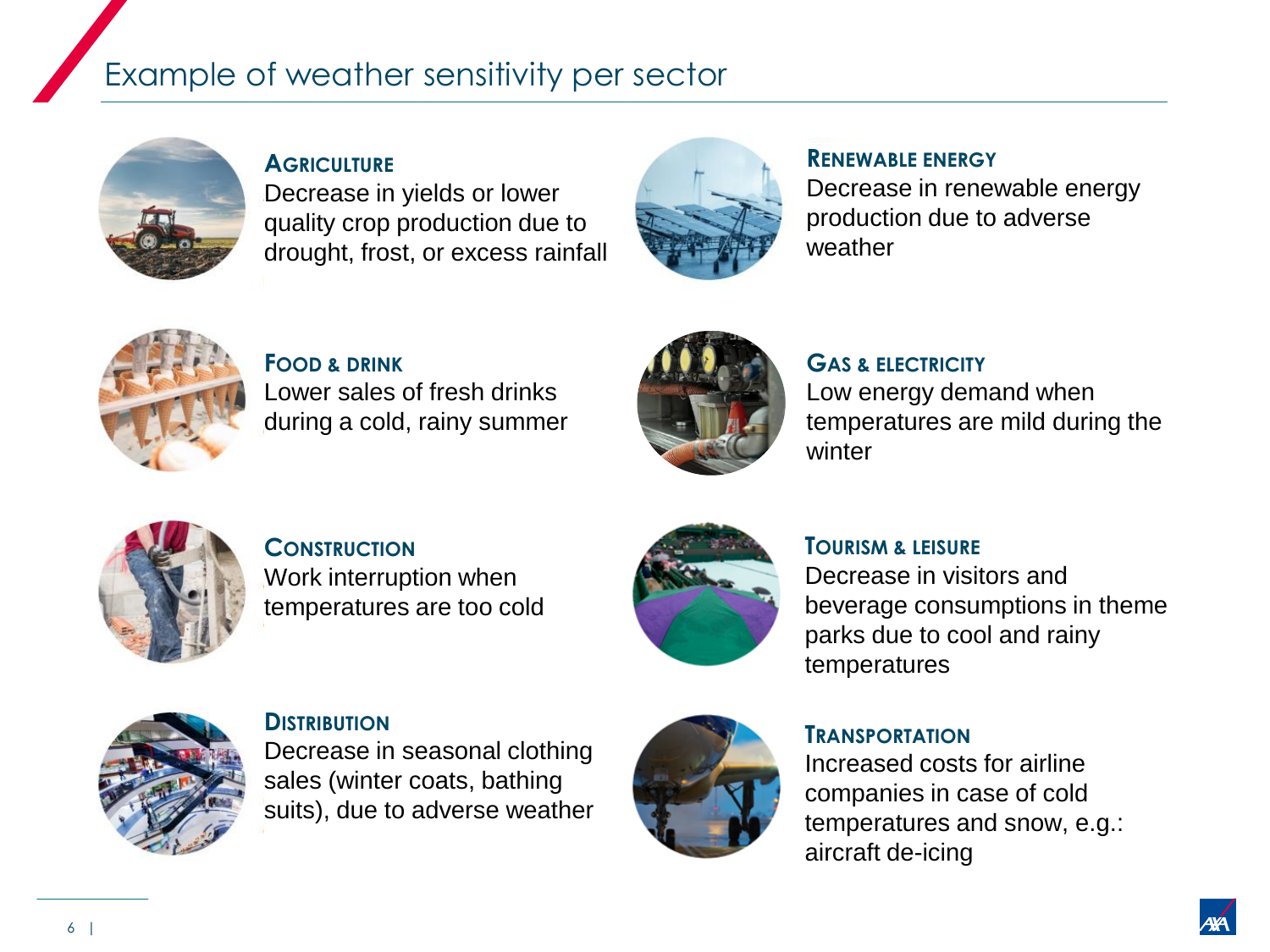# Example of weather sensitivity per sector

### Agriculture

Decrease in yields or lower quality crop production due to drought, frost, or excess rainfall

### Renewable energy

Decrease in renewable energy production due to adverse weather

### Food & drink

Lower sales of fresh drinks during a cold, rainy summer

### Gas & electricity

Low energy demand when temperatures are mild during the winter

### Construction

Work interruption when temperatures are too cold

### Tourism & leisure

Decrease in visitors and beverage consumptions in theme parks due to cool and rainy temperatures

### Distribution

Decrease in seasonal clothing sales (winter coats, bathing suits), due to adverse weather

### Transportation

Increased costs for airline companies in case of cold temperatures and snow, e.g.: aircraft de-icing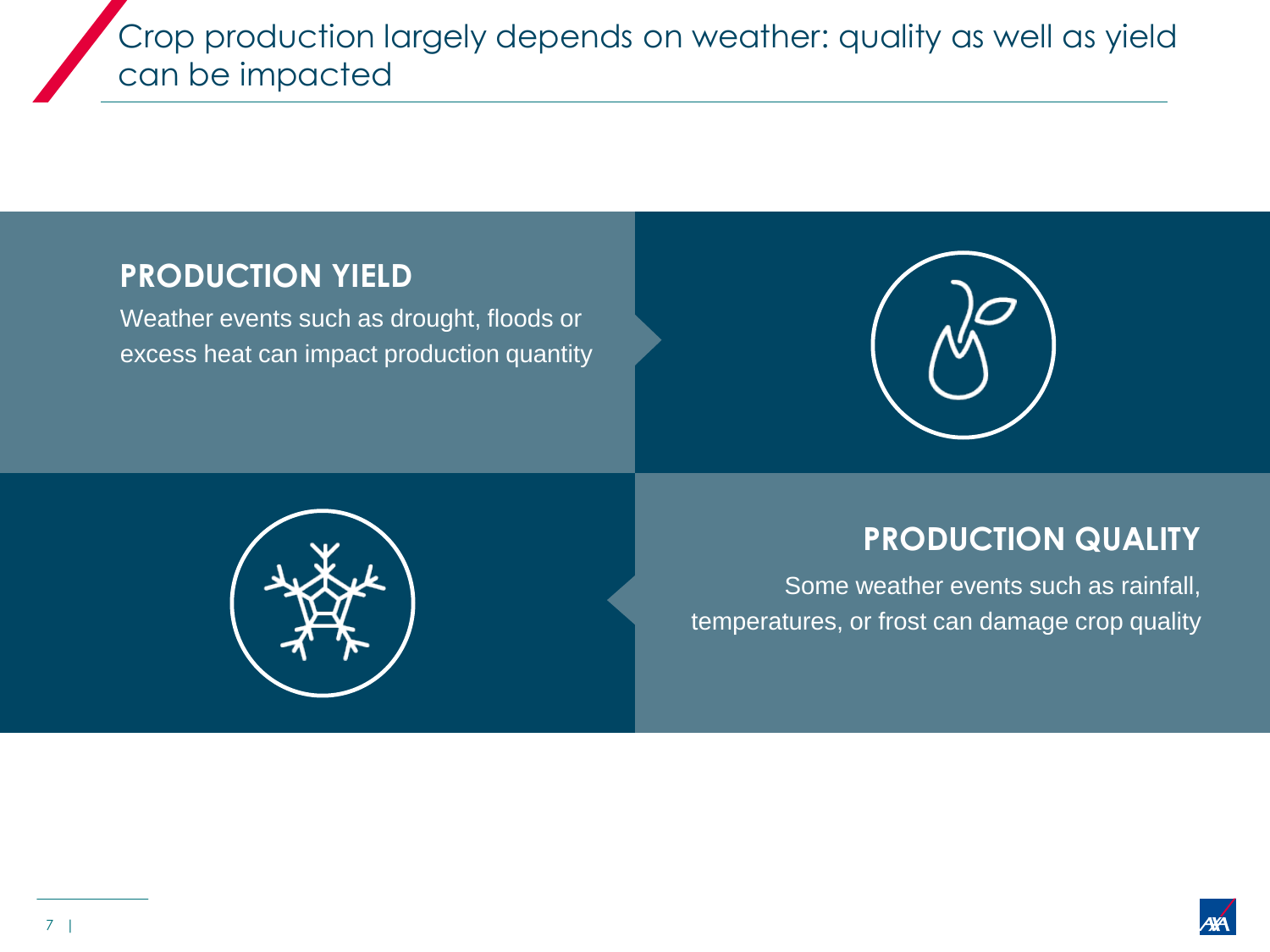# Crop production largely depends on weather: quality as well as yield can be impacted

## PRODUCTION YIELD

Weather events such as drought, floods or excess heat can impact production quantity

## PRODUCTION QUALITY

Some weather events such as rainfall, temperatures, or frost can damage crop quality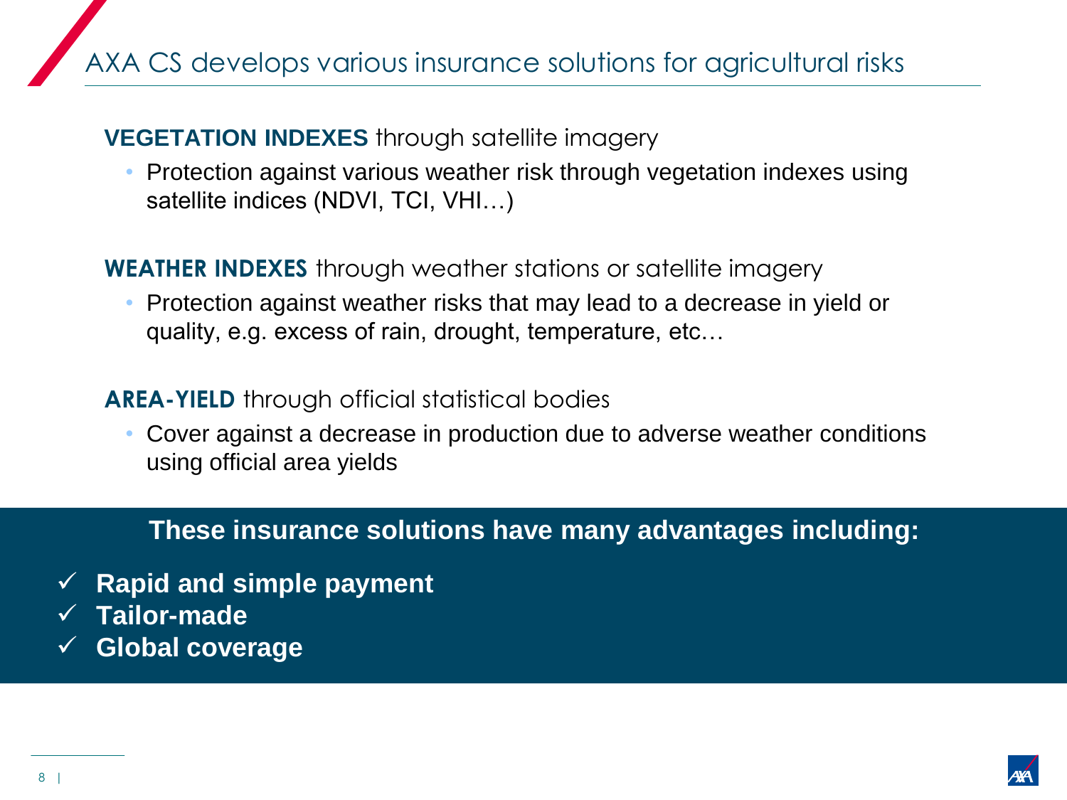# AXA CS develops various insurance solutions for agricultural risks

**VEGETATION INDEXES** through satellite imagery

- Protection against various weather risk through vegetation indexes using satellite indices (NDVI, TCI, VHI…)

**WEATHER INDEXES** through weather stations or satellite imagery

- Protection against weather risks that may lead to a decrease in yield or quality, e.g. excess of rain, drought, temperature, etc…

**AREA-YIELD** through official statistical bodies

- Cover against a decrease in production due to adverse weather conditions using official area yields

**These insurance solutions have many advantages including:**

- ✓ **Rapid and simple payment**
- ✓ **Tailor-made**
- ✓ **Global coverage**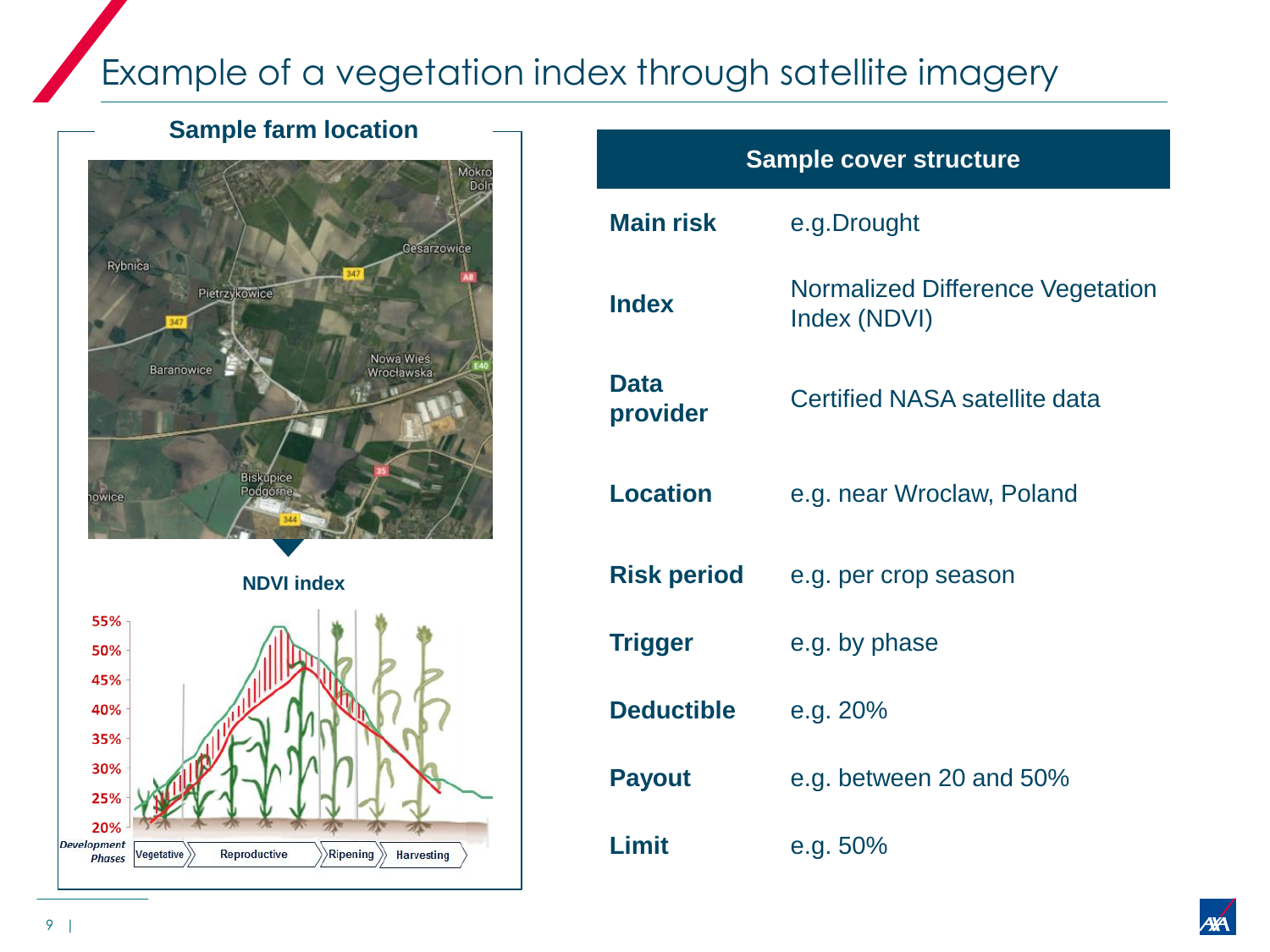# Example of a vegetation index through satellite imagery

## Sample farm location

Mokro Doln
Cesarzowice
Rybnica
Pietrzykowice
347
A8
347
Baranowice
Nowa Wieś Wrocławska
E40
35
Biskupice Podgórne
344
nowice

**NDVI index**

55%
50%
45%
40%
35%
30%
25%
20%
Development Phases
Vegetative
Reproductive
Ripening
Harvesting

## Sample cover structure

| | |
|---|---|
| **Main risk** | e.g.Drought |
| **Index** | Normalized Difference Vegetation Index (NDVI) |
| **Data provider** | Certified NASA satellite data |
| **Location** | e.g. near Wroclaw, Poland |
| **Risk period** | e.g. per crop season |
| **Trigger** | e.g. by phase |
| **Deductible** | e.g. 20% |
| **Payout** | e.g. between 20 and 50% |
| **Limit** | e.g. 50% |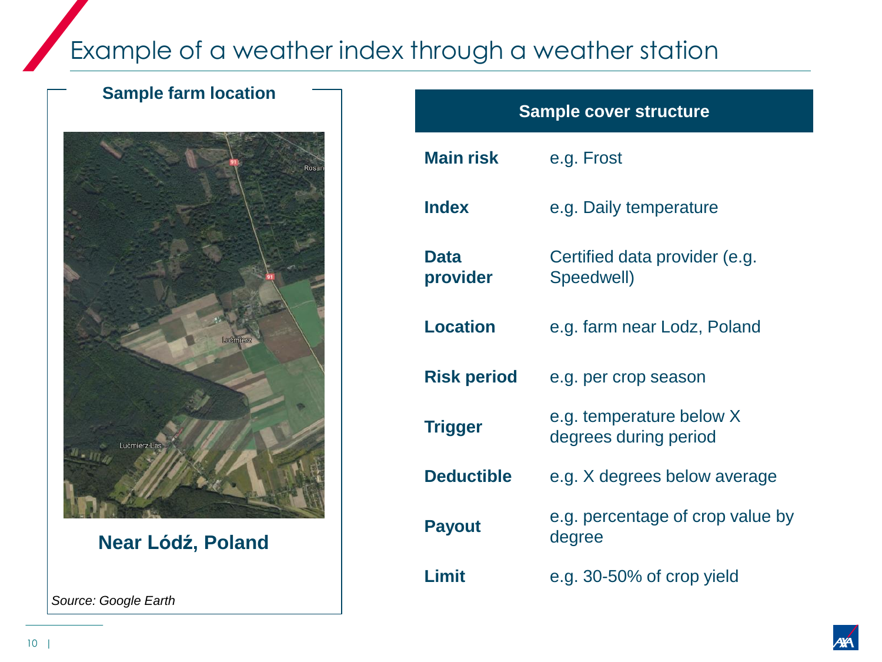# Example of a weather index through a weather station

## Sample farm location

**Near Lódź, Poland**

*Source: Google Earth*

## Sample cover structure

| | |
|---|---|
| **Main risk** | e.g. Frost |
| **Index** | e.g. Daily temperature |
| **Data provider** | Certified data provider (e.g. Speedwell) |
| **Location** | e.g. farm near Lodz, Poland |
| **Risk period** | e.g. per crop season |
| **Trigger** | e.g. temperature below X degrees during period |
| **Deductible** | e.g. X degrees below average |
| **Payout** | e.g. percentage of crop value by degree |
| **Limit** | e.g. 30-50% of crop yield |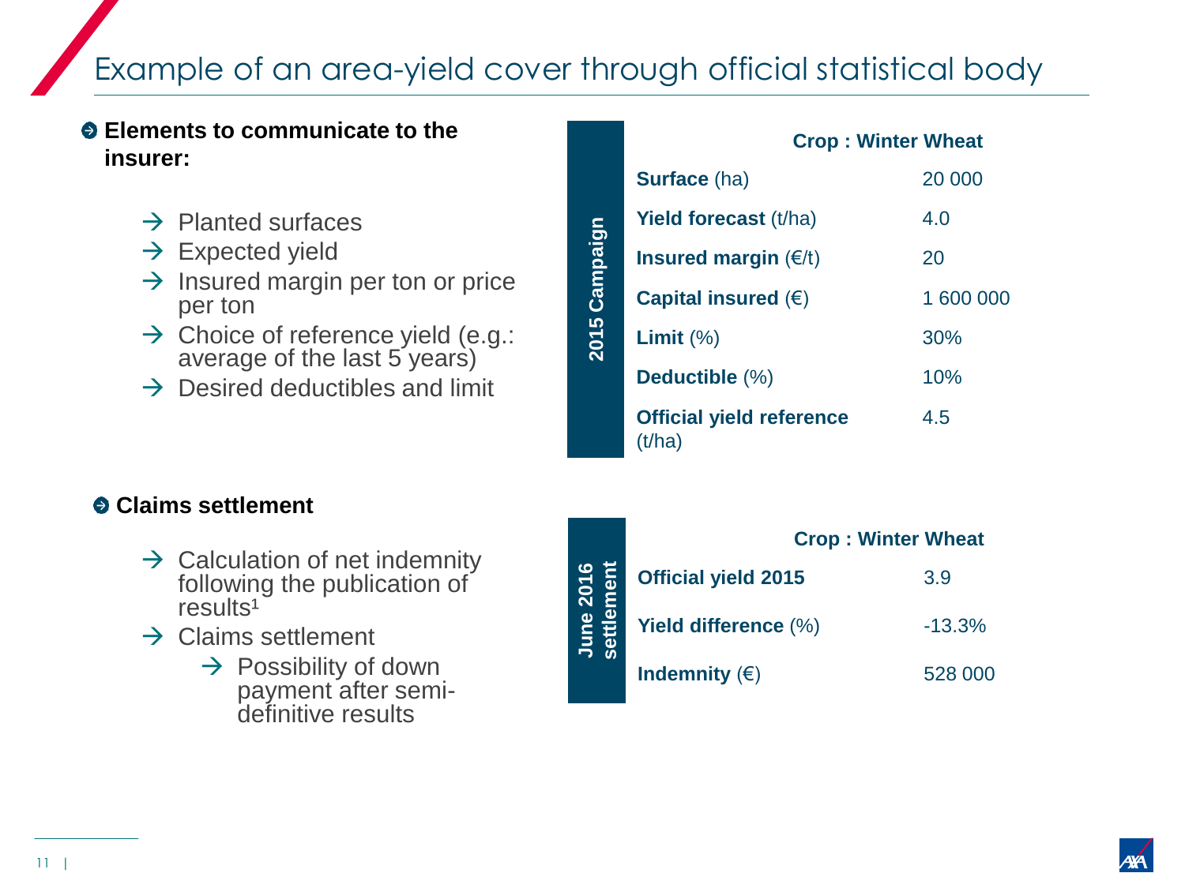# Example of an area-yield cover through official statistical body

- **Elements to communicate to the insurer:**
  - → Planted surfaces
  - → Expected yield
  - → Insured margin per ton or price per ton
  - → Choice of reference yield (e.g.: average of the last 5 years)
  - → Desired deductibles and limit

| 2015 Campaign | Crop : Winter Wheat | |
|---|---|---|
| | **Surface** (ha) | 20 000 |
| | **Yield forecast** (t/ha) | 4.0 |
| | **Insured margin** (€/t) | 20 |
| | **Capital insured** (€) | 1 600 000 |
| | **Limit** (%) | 30% |
| | **Deductible** (%) | 10% |
| | **Official yield reference** (t/ha) | 4.5 |

- **Claims settlement**
  - → Calculation of net indemnity following the publication of results[1]
  - → Claims settlement
    - → Possibility of down payment after semi-definitive results

| June 2016 settlement | Crop : Winter Wheat | |
|---|---|---|
| | **Official yield 2015** | 3.9 |
| | **Yield difference** (%) | -13.3% |
| | **Indemnity** (€) | 528 000 |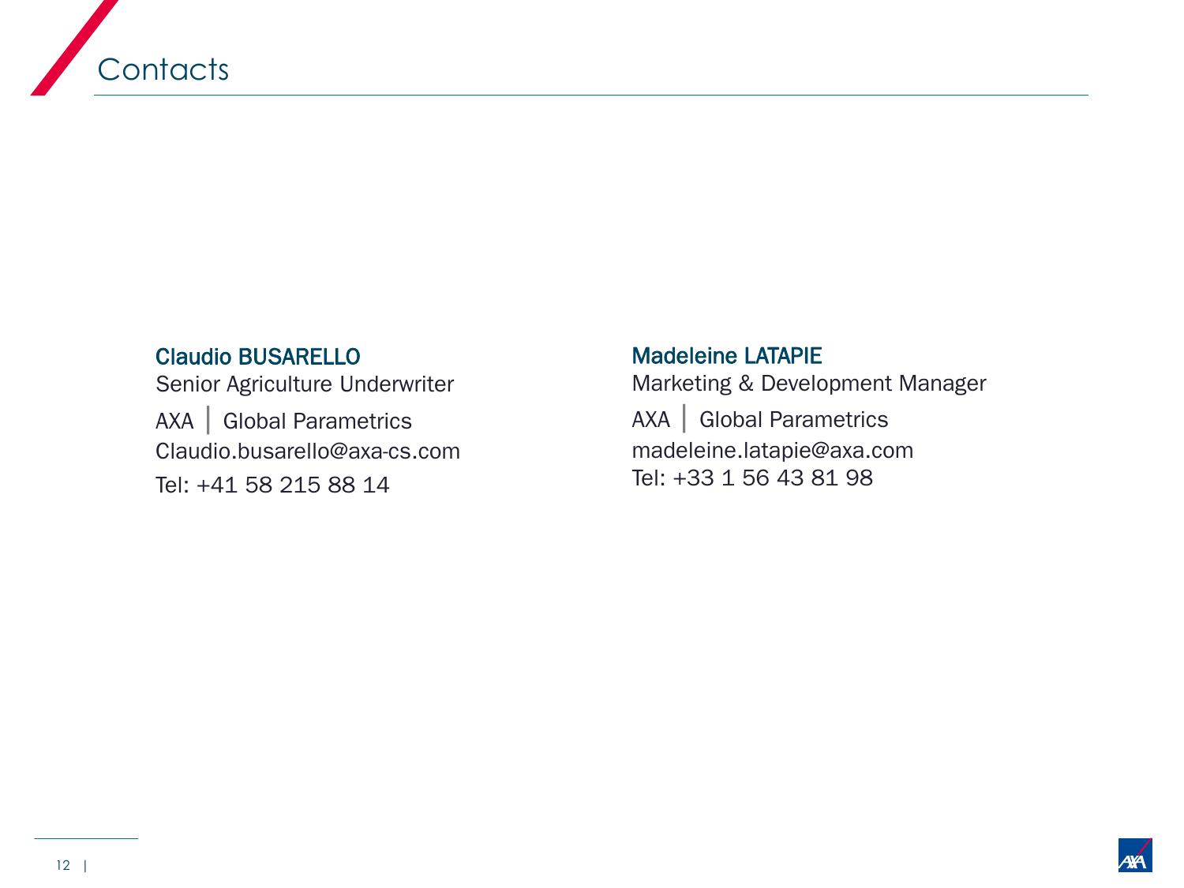# Contacts

**Claudio BUSARELLO**
Senior Agriculture Underwriter
AXA | Global Parametrics
Claudio.busarello@axa-cs.com
Tel: +41 58 215 88 14

**Madeleine LATAPIE**
Marketing & Development Manager
AXA | Global Parametrics
madeleine.latapie@axa.com
Tel: +33 1 56 43 81 98